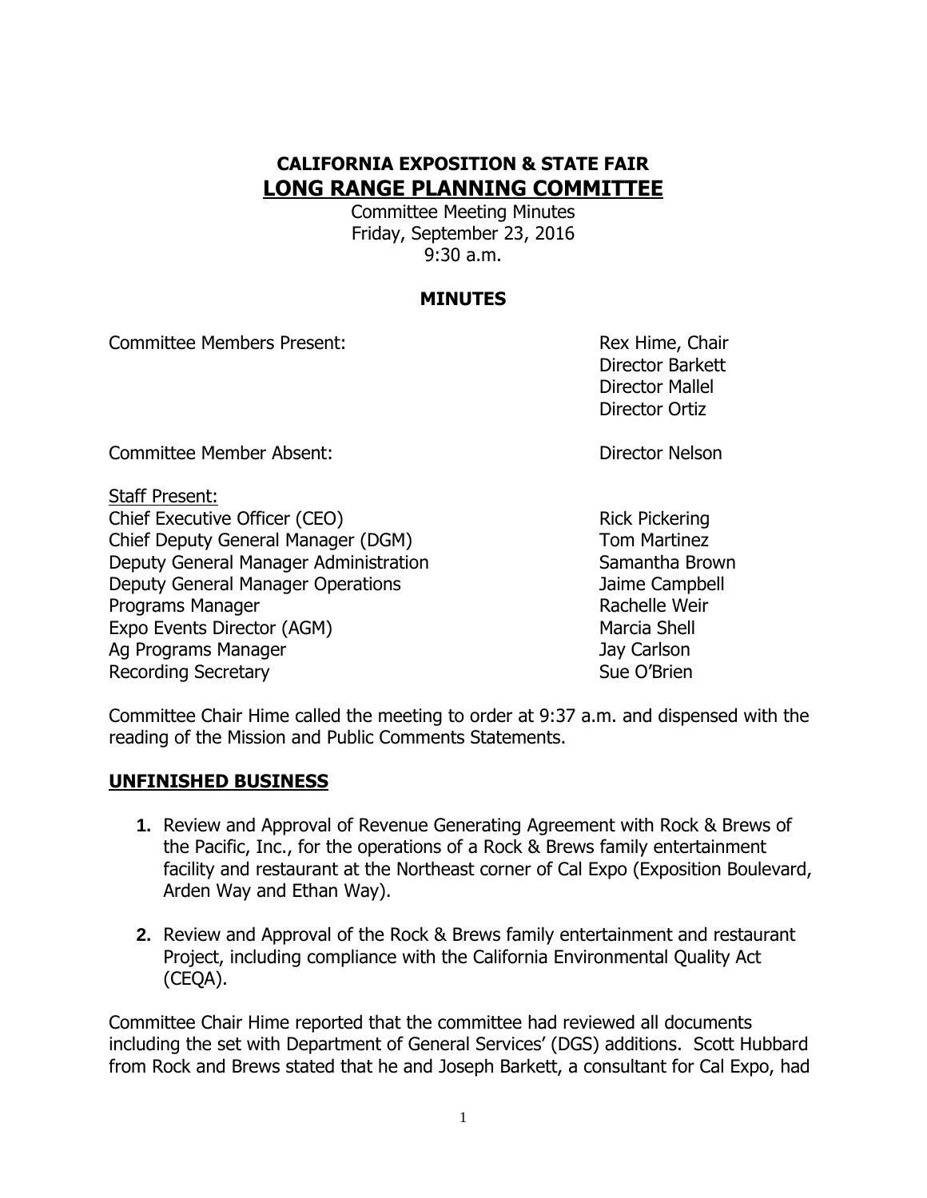# CALIFORNIA EXPOSITION & STATE FAIR
## LONG RANGE PLANNING COMMITTEE

Committee Meeting Minutes
Friday, September 23, 2016
9:30 a.m.

**MINUTES**

| | |
|---|---|
| Committee Members Present: | Rex Hime, Chair<br>Director Barkett<br>Director Mallel<br>Director Ortiz |
| Committee Member Absent: | Director Nelson |

Staff Present:

| | |
|---|---|
| Chief Executive Officer (CEO) | Rick Pickering |
| Chief Deputy General Manager (DGM) | Tom Martinez |
| Deputy General Manager Administration | Samantha Brown |
| Deputy General Manager Operations | Jaime Campbell |
| Programs Manager | Rachelle Weir |
| Expo Events Director (AGM) | Marcia Shell |
| Ag Programs Manager | Jay Carlson |
| Recording Secretary | Sue O'Brien |

Committee Chair Hime called the meeting to order at 9:37 a.m. and dispensed with the reading of the Mission and Public Comments Statements.

**UNFINISHED BUSINESS**

1. Review and Approval of Revenue Generating Agreement with Rock & Brews of the Pacific, Inc., for the operations of a Rock & Brews family entertainment facility and restaurant at the Northeast corner of Cal Expo (Exposition Boulevard, Arden Way and Ethan Way).

2. Review and Approval of the Rock & Brews family entertainment and restaurant Project, including compliance with the California Environmental Quality Act (CEQA).

Committee Chair Hime reported that the committee had reviewed all documents including the set with Department of General Services' (DGS) additions. Scott Hubbard from Rock and Brews stated that he and Joseph Barkett, a consultant for Cal Expo, had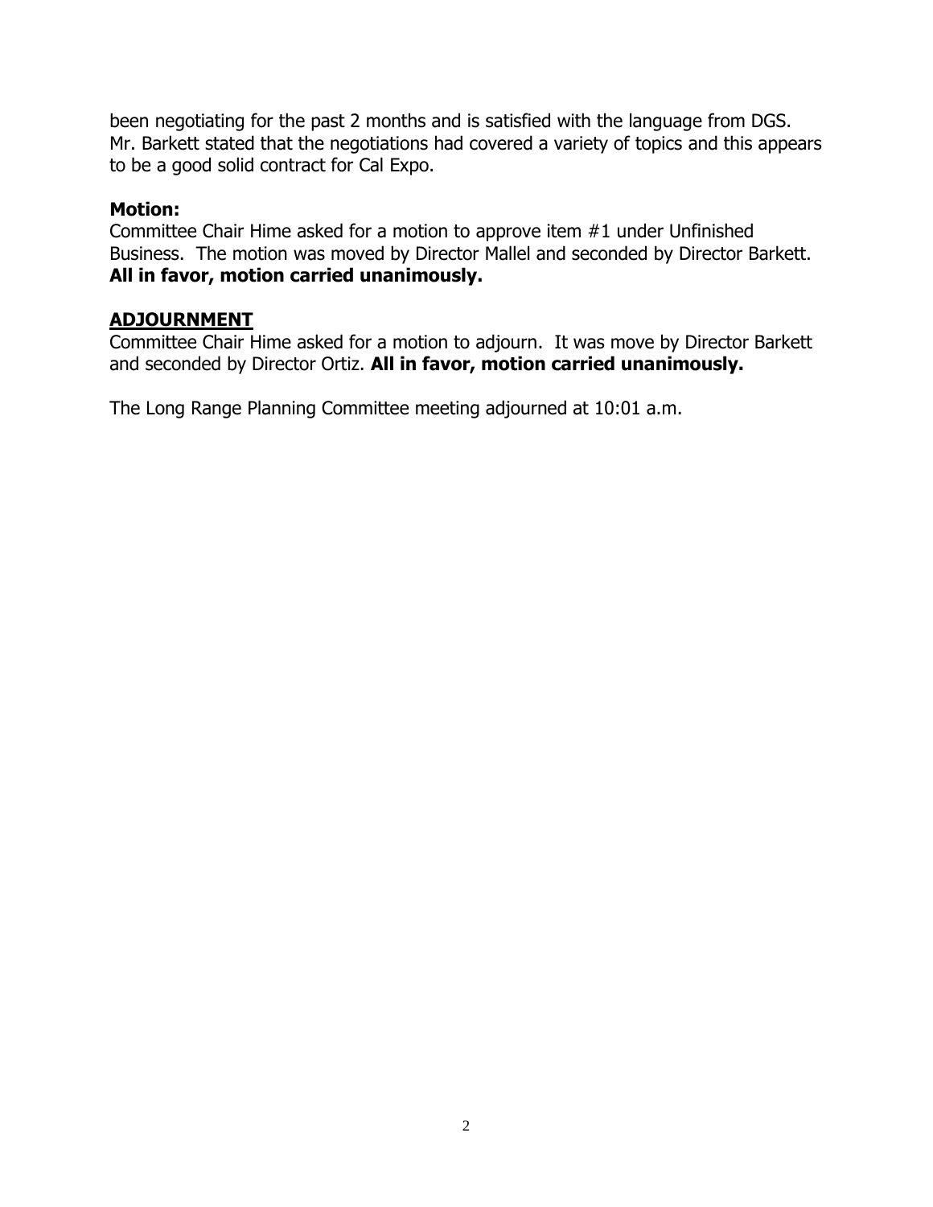been negotiating for the past 2 months and is satisfied with the language from DGS. Mr. Barkett stated that the negotiations had covered a variety of topics and this appears to be a good solid contract for Cal Expo.

**Motion:**
Committee Chair Hime asked for a motion to approve item #1 under Unfinished Business. The motion was moved by Director Mallel and seconded by Director Barkett. **All in favor, motion carried unanimously.**

**ADJOURNMENT**
Committee Chair Hime asked for a motion to adjourn. It was move by Director Barkett and seconded by Director Ortiz. **All in favor, motion carried unanimously.**

The Long Range Planning Committee meeting adjourned at 10:01 a.m.